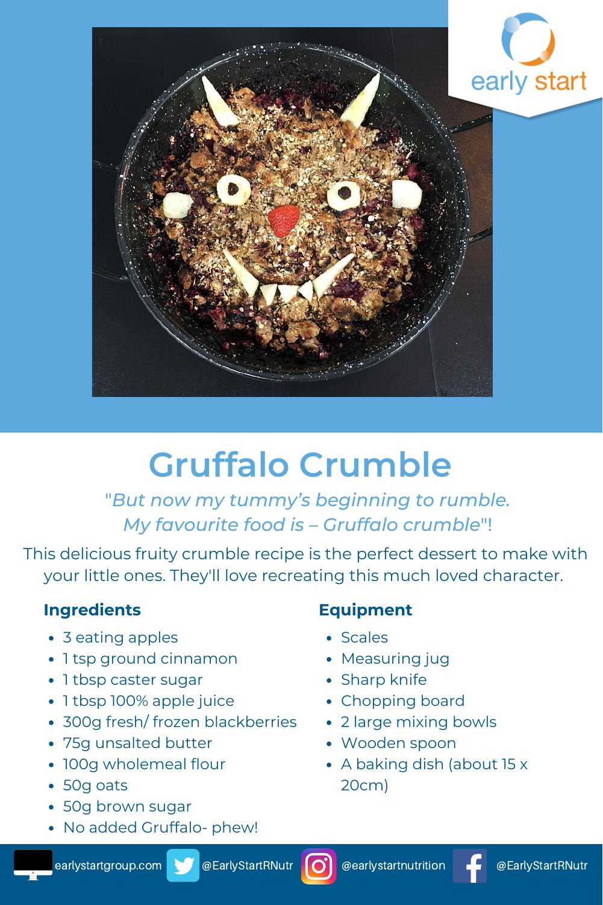early start

# Gruffalo Crumble

*"But now my tummy's beginning to rumble.*
*My favourite food is – Gruffalo crumble"!*

This delicious fruity crumble recipe is the perfect dessert to make with your little ones. They'll love recreating this much loved character.

## Ingredients

- 3 eating apples
- 1 tsp ground cinnamon
- 1 tbsp caster sugar
- 1 tbsp 100% apple juice
- 300g fresh/ frozen blackberries
- 75g unsalted butter
- 100g wholemeal flour
- 50g oats
- 50g brown sugar
- No added Gruffalo- phew!

## Equipment

- Scales
- Measuring jug
- Sharp knife
- Chopping board
- 2 large mixing bowls
- Wooden spoon
- A baking dish (about 15 x 20cm)

earlystartgroup.com @EarlyStartRNutr @earlystartnutrition @EarlyStartRNutr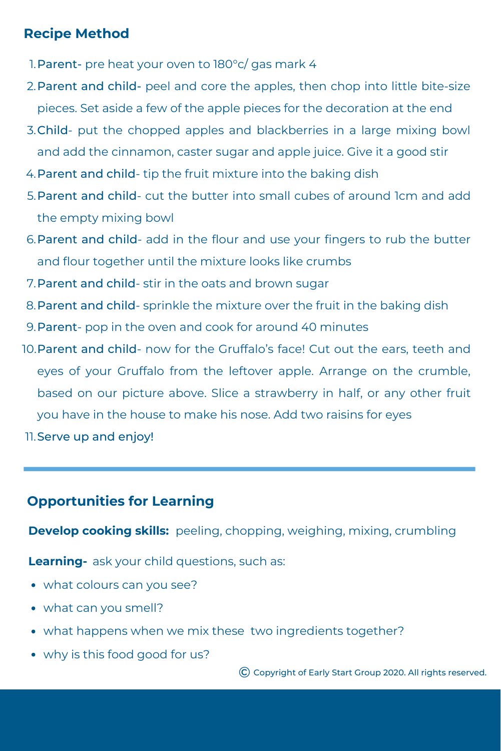## Recipe Method

1. **Parent-** pre heat your oven to 180°c/ gas mark 4
2. **Parent and child-** peel and core the apples, then chop into little bite-size pieces. Set aside a few of the apple pieces for the decoration at the end
3. **Child-** put the chopped apples and blackberries in a large mixing bowl and add the cinnamon, caster sugar and apple juice. Give it a good stir
4. **Parent and child-** tip the fruit mixture into the baking dish
5. **Parent and child-** cut the butter into small cubes of around 1cm and add the empty mixing bowl
6. **Parent and child-** add in the flour and use your fingers to rub the butter and flour together until the mixture looks like crumbs
7. **Parent and child-** stir in the oats and brown sugar
8. **Parent and child-** sprinkle the mixture over the fruit in the baking dish
9. **Parent-** pop in the oven and cook for around 40 minutes
10. **Parent and child-** now for the Gruffalo's face! Cut out the ears, teeth and eyes of your Gruffalo from the leftover apple. Arrange on the crumble, based on our picture above. Slice a strawberry in half, or any other fruit you have in the house to make his nose. Add two raisins for eyes
11. **Serve up and enjoy!**

---

## Opportunities for Learning

**Develop cooking skills:** peeling, chopping, weighing, mixing, crumbling

**Learning-** ask your child questions, such as:

- what colours can you see?
- what can you smell?
- what happens when we mix these two ingredients together?
- why is this food good for us?

© Copyright of Early Start Group 2020. All rights reserved.